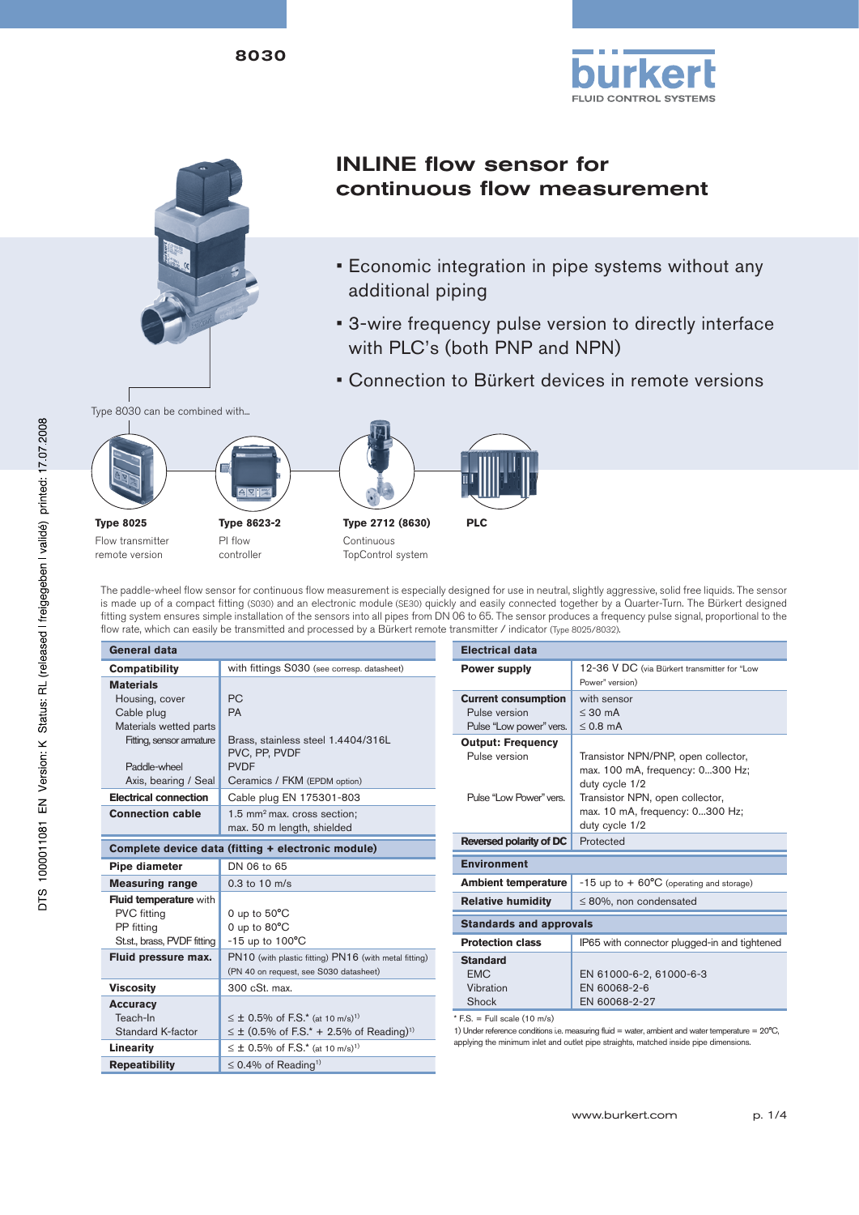# 8030

## INLINE flow sensor for continuous flow measurement

- Economic integration in pipe systems without any additional piping
- 3-wire frequency pulse version to directly interface with PLC's (both PNP and NPN)
- Connection to Bürkert devices in remote versions

Type 8030 can be combined with...

**Type 8025**
Flow transmitter remote version

**Type 8623-2**
PI flow controller

**Type 2712 (8630)**
Continuous TopControl system

**PLC**

The paddle-wheel flow sensor for continuous flow measurement is especially designed for use in neutral, slightly aggressive, solid free liquids. The sensor is made up of a compact fitting (S030) and an electronic module (SE30) quickly and easily connected together by a Quarter-Turn. The Bürkert designed fitting system ensures simple installation of the sensors into all pipes from DN 06 to 65. The sensor produces a frequency pulse signal, proportional to the flow rate, which can easily be transmitted and processed by a Bürkert remote transmitter / indicator (Type 8025/8032).

| General data | |
|---|---|
| **Compatibility** | with fittings S030 (see corresp. datasheet) |
| **Materials** | |
| Housing, cover | PC |
| Cable plug | PA |
| Materials wetted parts | |
| Fitting, sensor armature | Brass, stainless steel 1.4404/316L<br>PVC, PP, PVDF |
| Paddle-wheel | PVDF |
| Axis, bearing / Seal | Ceramics / FKM (EPDM option) |
| **Electrical connection** | Cable plug EN 175301-803 |
| **Connection cable** | 1.5 mm² max. cross section;<br>max. 50 m length, shielded |
| **Complete device data (fitting + electronic module)** | |
| **Pipe diameter** | DN 06 to 65 |
| **Measuring range** | 0.3 to 10 m/s |
| **Fluid temperature** with | |
| PVC fitting | 0 up to 50°C |
| PP fitting | 0 up to 80°C |
| St.st., brass, PVDF fitting | -15 up to 100°C |
| **Fluid pressure max.** | PN10 (with plastic fitting) PN16 (with metal fitting)<br>(PN 40 on request, see S030 datasheet) |
| **Viscosity** | 300 cSt. max. |
| **Accuracy** | |
| Teach-In | ≤ ± 0.5% of F.S.* (at 10 m/s)[1] |
| Standard K-factor | ≤ ± (0.5% of F.S.* + 2.5% of Reading)[1] |
| **Linearity** | ≤ ± 0.5% of F.S.* (at 10 m/s)[1] |
| **Repeatibility** | ≤ 0.4% of Reading[1] |

| Electrical data | |
|---|---|
| **Power supply** | 12-36 V DC (via Bürkert transmitter for "Low Power" version) |
| **Current consumption** | with sensor |
| Pulse version | ≤ 30 mA |
| Pulse "Low power" vers. | ≤ 0.8 mA |
| **Output: Frequency** | |
| Pulse version | Transistor NPN/PNP, open collector, max. 100 mA, frequency: 0...300 Hz; duty cycle 1/2 |
| Pulse "Low Power" vers. | Transistor NPN, open collector, max. 10 mA, frequency: 0...300 Hz; duty cycle 1/2 |
| **Reversed polarity of DC** | Protected |
| **Environment** | |
| **Ambient temperature** | -15 up to + 60°C (operating and storage) |
| **Relative humidity** | ≤ 80%, non condensated |
| **Standards and approvals** | |
| **Protection class** | IP65 with connector plugged-in and tightened |
| **Standard** | |
| EMC | EN 61000-6-2, 61000-6-3 |
| Vibration | EN 60068-2-6 |
| Shock | EN 60068-2-27 |

* F.S. = Full scale (10 m/s)

1) Under reference conditions i.e. measuring fluid = water, ambient and water temperature = 20°C, applying the minimum inlet and outlet pipe straights, matched inside pipe dimensions.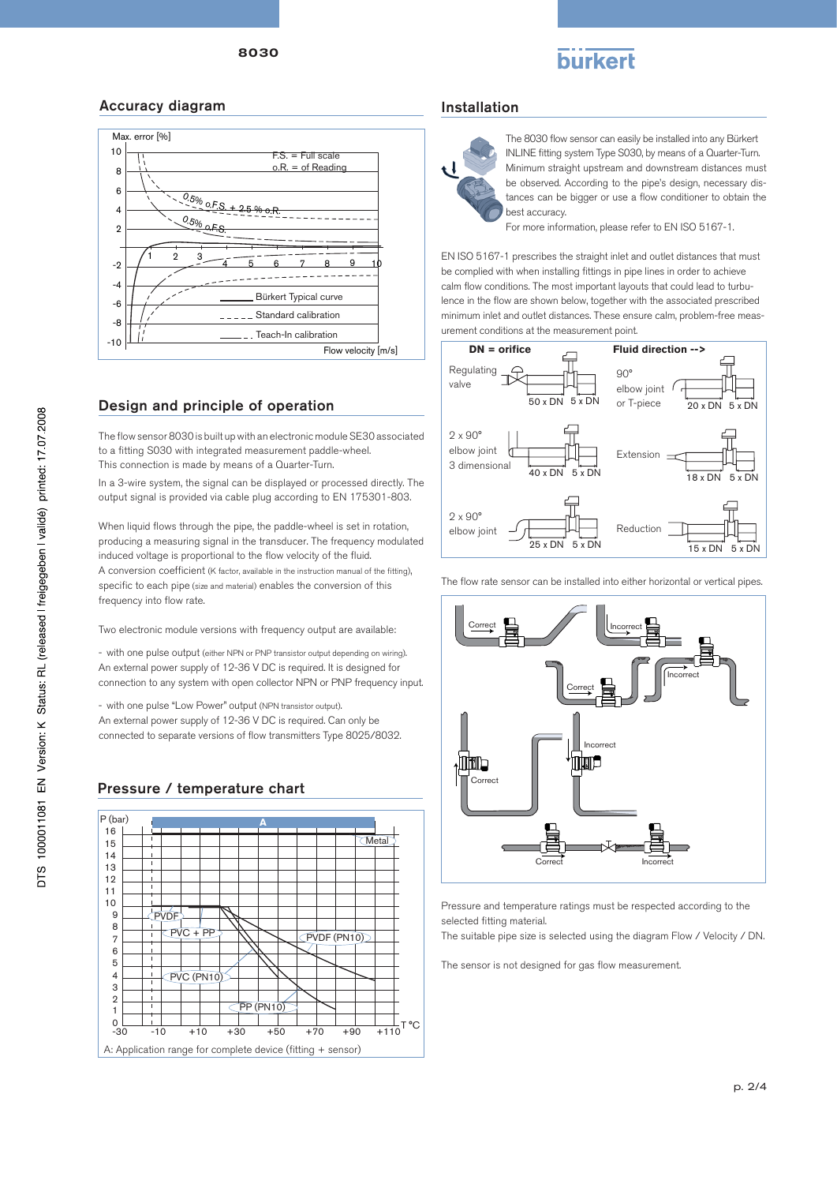## Accuracy diagram

Max. error [%]

F.S. = Full scale
o.R. = of Reading

0.5% o.F.S. + 2.5 % o.R.

0.5% o.F.S.

Bürkert Typical curve
Standard calibration
Teach-In calibration

Flow velocity [m/s]

## Design and principle of operation

The flow sensor 8030 is built up with an electronic module SE30 associated to a fitting S030 with integrated measurement paddle-wheel.
This connection is made by means of a Quarter-Turn.

In a 3-wire system, the signal can be displayed or processed directly. The output signal is provided via cable plug according to EN 175301-803.

When liquid flows through the pipe, the paddle-wheel is set in rotation, producing a measuring signal in the transducer. The frequency modulated induced voltage is proportional to the flow velocity of the fluid.
A conversion coefficient (K factor, available in the instruction manual of the fitting), specific to each pipe (size and material) enables the conversion of this frequency into flow rate.

Two electronic module versions with frequency output are available:

- with one pulse output (either NPN or PNP transistor output depending on wiring).
An external power supply of 12-36 V DC is required. It is designed for connection to any system with open collector NPN or PNP frequency input.

- with one pulse "Low Power" output (NPN transistor output).
An external power supply of 12-36 V DC is required. Can only be connected to separate versions of flow transmitters Type 8025/8032.

## Pressure / temperature chart

P (bar)

A — Metal — PVDF — PVC + PP — PVDF (PN10) — PVC (PN10) — PP (PN10)

T °C

A: Application range for complete device (fitting + sensor)

## Installation

The 8030 flow sensor can easily be installed into any Bürkert INLINE fitting system Type S030, by means of a Quarter-Turn. Minimum straight upstream and downstream distances must be observed. According to the pipe's design, necessary distances can be bigger or use a flow conditioner to obtain the best accuracy.
For more information, please refer to EN ISO 5167-1.

EN ISO 5167-1 prescribes the straight inlet and outlet distances that must be complied with when installing fittings in pipe lines in order to achieve calm flow conditions. The most important layouts that could lead to turbulence in the flow are shown below, together with the associated prescribed minimum inlet and outlet distances. These ensure calm, problem-free measurement conditions at the measurement point.

**DN = orifice** — **Fluid direction -->**

| Layout | Inlet | Outlet |
|---|---|---|
| Regulating valve | 50 x DN | 5 x DN |
| 90° elbow joint or T-piece | 20 x DN | 5 x DN |
| 2 x 90° elbow joint 3 dimensional | 40 x DN | 5 x DN |
| Extension | 18 x DN | 5 x DN |
| 2 x 90° elbow joint | 25 x DN | 5 x DN |
| Reduction | 15 x DN | 5 x DN |

The flow rate sensor can be installed into either horizontal or vertical pipes.

Correct / Incorrect

Pressure and temperature ratings must be respected according to the selected fitting material.
The suitable pipe size is selected using the diagram Flow / Velocity / DN.

The sensor is not designed for gas flow measurement.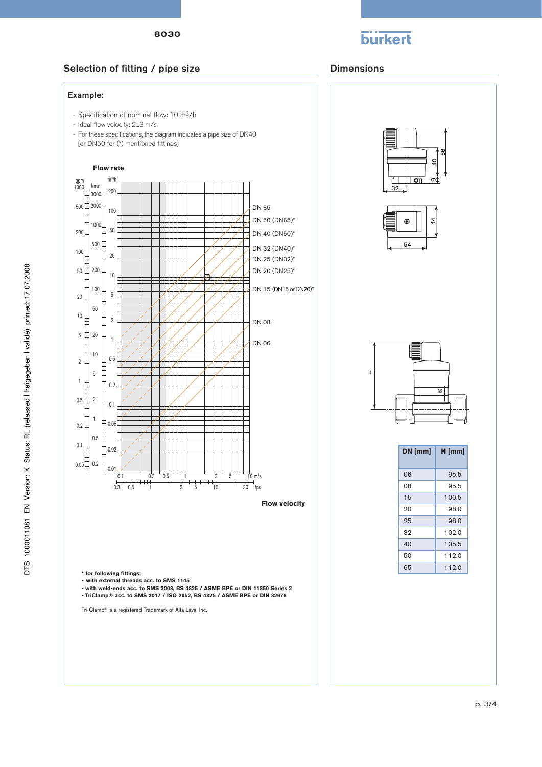## Selection of fitting / pipe size

**Example:**

- Specification of nominal flow: 10 m³/h
- Ideal flow velocity: 2...3 m/s
- For these specifications, the diagram indicates a pipe size of DN40 [or DN50 for (*) mentioned fittings]

**Flow rate**

DN 65
DN 50 (DN65)*
DN 40 (DN50)*
DN 32 (DN40)*
DN 25 (DN32)*
DN 20 (DN25)*
DN 15 (DN15 or DN20)*
DN 08
DN 06

**Flow velocity**

**\* for following fittings:**
**- with external threads acc. to SMS 1145**
**- with weld-ends acc. to SMS 3008, BS 4825 / ASME BPE or DIN 11850 Series 2**
**- TriClamp® acc. to SMS 3017 / ISO 2852, BS 4825 / ASME BPE or DIN 32676**

Tri-Clamp® is a registered Trademark of Alfa Laval Inc.

## Dimensions

| DN [mm] | H [mm] |
|---|---|
| 06 | 95.5 |
| 08 | 95.5 |
| 15 | 100.5 |
| 20 | 98.0 |
| 25 | 98.0 |
| 32 | 102.0 |
| 40 | 105.5 |
| 50 | 112.0 |
| 65 | 112.0 |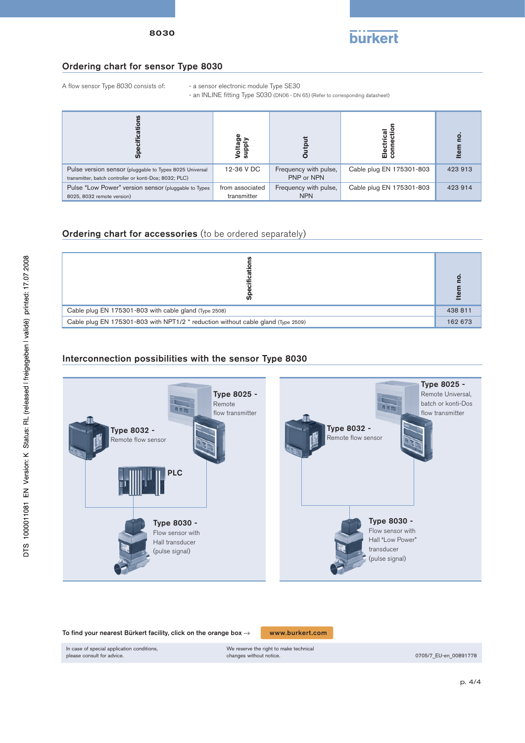## Ordering chart for sensor Type 8030

A flow sensor Type 8030 consists of:
- a sensor electronic module Type SE30
- an INLINE fitting Type S030 (DN06 - DN 65) (Refer to corresponding datasheet)

| Specifications | Voltage supply | Output | Electrical connection | Item no. |
|---|---|---|---|---|
| Pulse version sensor (pluggable to Types 8025 Universal transmitter, batch controller or konti-Dos; 8032; PLC) | 12-36 V DC | Frequency with pulse, PNP or NPN | Cable plug EN 175301-803 | 423 913 |
| Pulse "Low Power" version sensor (pluggable to Types 8025, 8032 remote version) | from associated transmitter | Frequency with pulse, NPN | Cable plug EN 175301-803 | 423 914 |

## Ordering chart for accessories (to be ordered separately)

| Specifications | Item no. |
|---|---|
| Cable plug EN 175301-803 with cable gland (Type 2508) | 438 811 |
| Cable plug EN 175301-803 with NPT1/2 " reduction without cable gland (Type 2509) | 162 673 |

## Interconnection possibilities with the sensor Type 8030

Type 8025 - Remote flow transmitter

Type 8032 - Remote flow sensor

PLC

Type 8030 - Flow sensor with Hall transducer (pulse signal)

Type 8025 - Remote Universal, batch or konti-Dos flow transmitter

Type 8032 - Remote flow sensor

Type 8030 - Flow sensor with Hall "Low Power" transducer (pulse signal)

To find your nearest Bürkert facility, click on the orange box → www.burkert.com

In case of special application conditions, please consult for advice.

We reserve the right to make technical changes without notice.

0705/7_EU-en_00891778